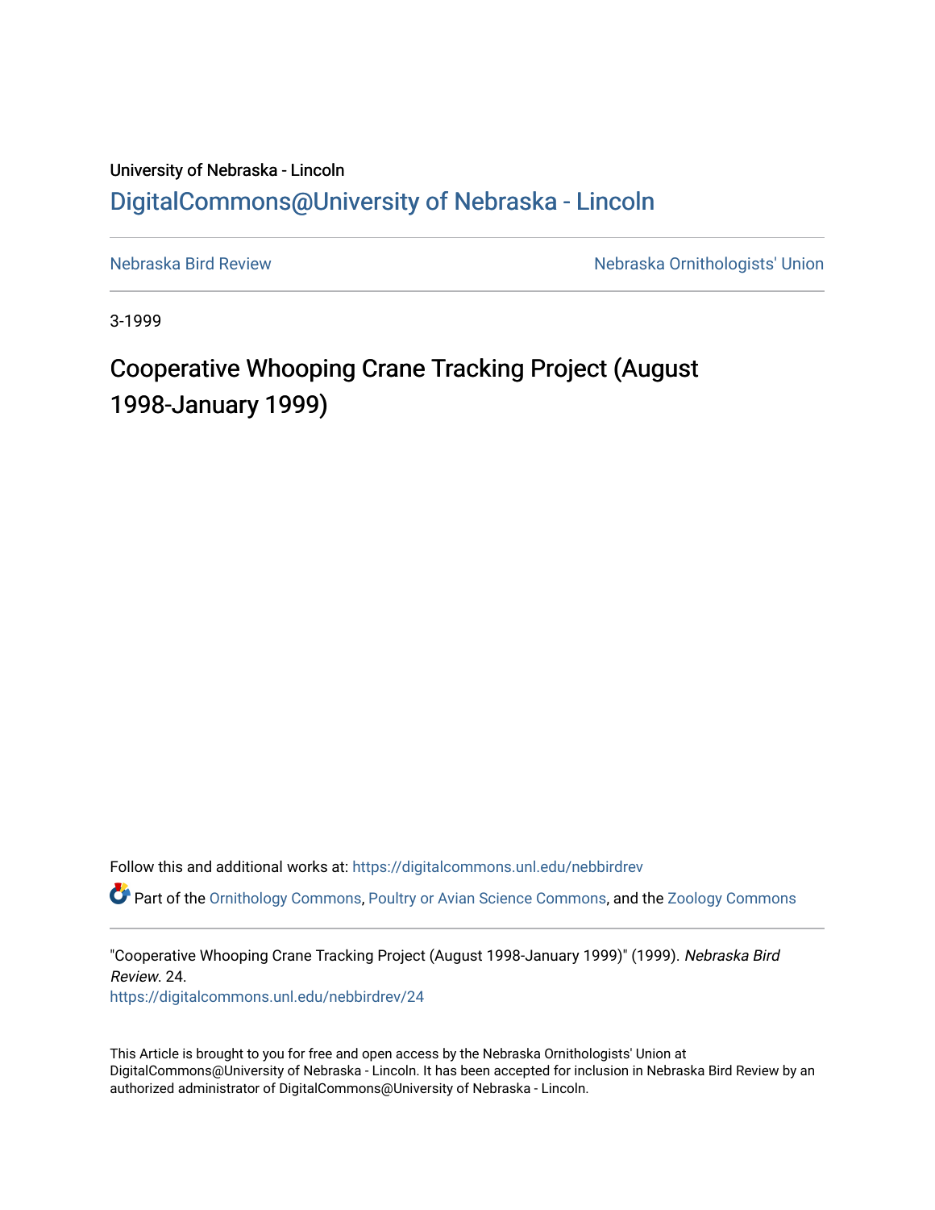University of Nebraska - Lincoln

[DigitalCommons@University of Nebraska - Lincoln](https://digitalcommons.unl.edu)

Nebraska Bird Review

Nebraska Ornithologists' Union

3-1999

# Cooperative Whooping Crane Tracking Project (August 1998-January 1999)

Follow this and additional works at: https://digitalcommons.unl.edu/nebbirdrev

Part of the Ornithology Commons, Poultry or Avian Science Commons, and the Zoology Commons

"Cooperative Whooping Crane Tracking Project (August 1998-January 1999)" (1999). *Nebraska Bird Review*. 24.
https://digitalcommons.unl.edu/nebbirdrev/24

This Article is brought to you for free and open access by the Nebraska Ornithologists' Union at DigitalCommons@University of Nebraska - Lincoln. It has been accepted for inclusion in Nebraska Bird Review by an authorized administrator of DigitalCommons@University of Nebraska - Lincoln.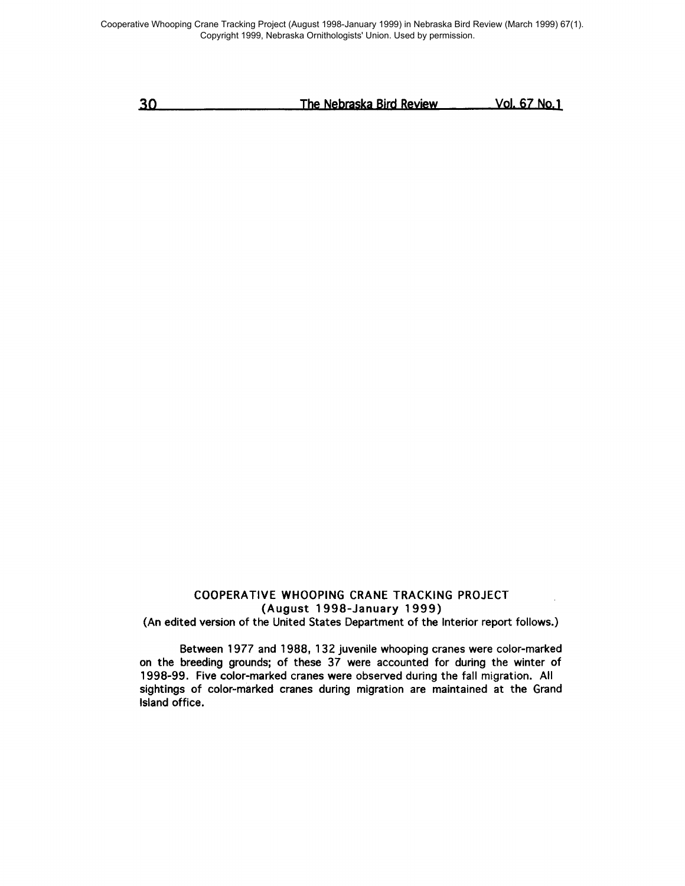## COOPERATIVE WHOOPING CRANE TRACKING PROJECT
### (August 1998-January 1999)

(An edited version of the United States Department of the Interior report follows.)

Between 1977 and 1988, 132 juvenile whooping cranes were color-marked on the breeding grounds; of these 37 were accounted for during the winter of 1998-99. Five color-marked cranes were observed during the fall migration. All sightings of color-marked cranes during migration are maintained at the Grand Island office.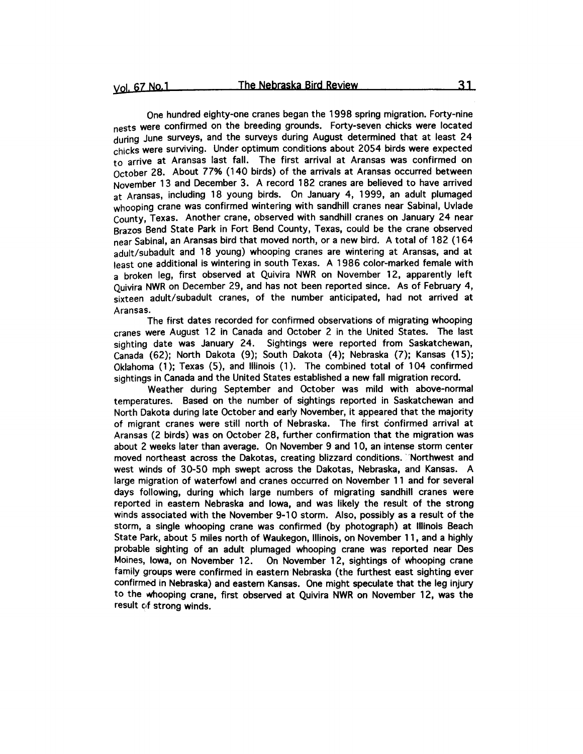One hundred eighty-one cranes began the 1998 spring migration. Forty-nine nests were confirmed on the breeding grounds. Forty-seven chicks were located during June surveys, and the surveys during August determined that at least 24 chicks were surviving. Under optimum conditions about 2054 birds were expected to arrive at Aransas last fall. The first arrival at Aransas was confirmed on October 28. About 77% (140 birds) of the arrivals at Aransas occurred between November 13 and December 3. A record 182 cranes are believed to have arrived at Aransas, including 18 young birds. On January 4, 1999, an adult plumaged whooping crane was confirmed wintering with sandhill cranes near Sabinal, Uvlade County, Texas. Another crane, observed with sandhill cranes on January 24 near Brazos Bend State Park in Fort Bend County, Texas, could be the crane observed near Sabinal, an Aransas bird that moved north, or a new bird. A total of 182 (164 adult/subadult and 18 young) whooping cranes are wintering at Aransas, and at least one additional is wintering in south Texas. A 1986 color-marked female with a broken leg, first observed at Quivira NWR on November 12, apparently left Quivira NWR on December 29, and has not been reported since. As of February 4, sixteen adult/subadult cranes, of the number anticipated, had not arrived at Aransas.

The first dates recorded for confirmed observations of migrating whooping cranes were August 12 in Canada and October 2 in the United States. The last sighting date was January 24. Sightings were reported from Saskatchewan, Canada (62); North Dakota (9); South Dakota (4); Nebraska (7); Kansas (15); Oklahoma (1); Texas (5), and Illinois (1). The combined total of 104 confirmed sightings in Canada and the United States established a new fall migration record.

Weather during September and October was mild with above-normal temperatures. Based on the number of sightings reported in Saskatchewan and North Dakota during late October and early November, it appeared that the majority of migrant cranes were still north of Nebraska. The first confirmed arrival at Aransas (2 birds) was on October 28, further confirmation that the migration was about 2 weeks later than average. On November 9 and 10, an intense storm center moved northeast across the Dakotas, creating blizzard conditions. Northwest and west winds of 30-50 mph swept across the Dakotas, Nebraska, and Kansas. A large migration of waterfowl and cranes occurred on November 11 and for several days following, during which large numbers of migrating sandhill cranes were reported in eastern Nebraska and Iowa, and was likely the result of the strong winds associated with the November 9-10 storm. Also, possibly as a result of the storm, a single whooping crane was confirmed (by photograph) at Illinois Beach State Park, about 5 miles north of Waukegon, Illinois, on November 11, and a highly probable sighting of an adult plumaged whooping crane was reported near Des Moines, Iowa, on November 12. On November 12, sightings of whooping crane family groups were confirmed in eastern Nebraska (the furthest east sighting ever confirmed in Nebraska) and eastern Kansas. One might speculate that the leg injury to the whooping crane, first observed at Quivira NWR on November 12, was the result of strong winds.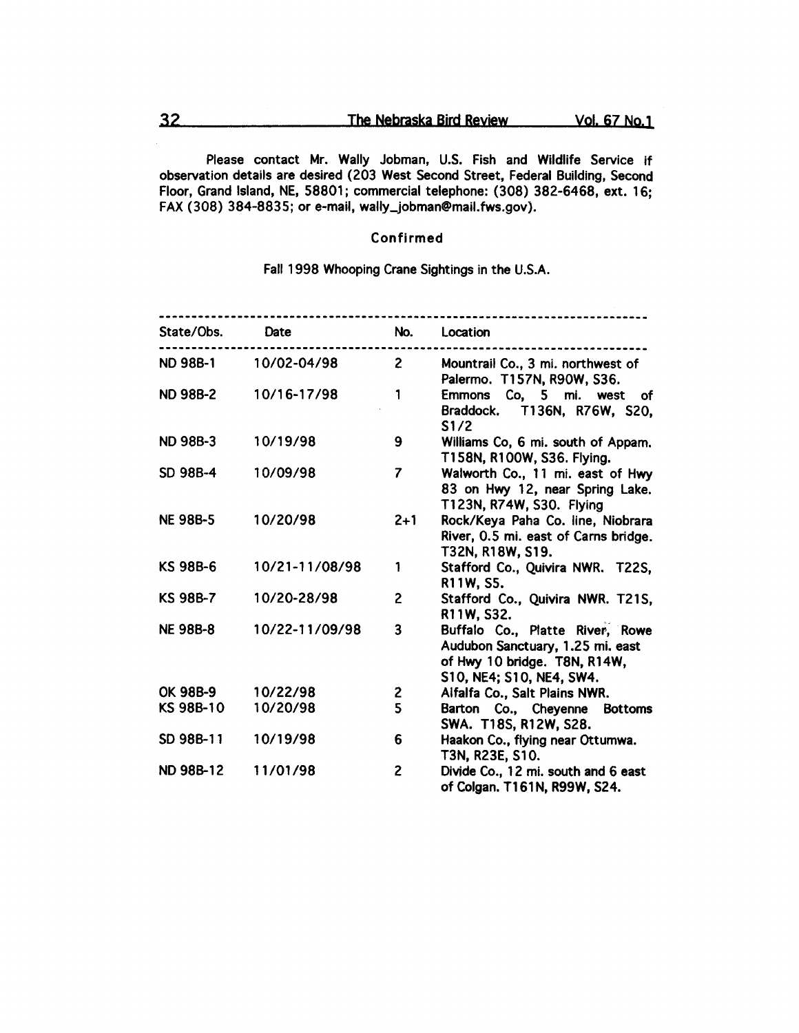Please contact Mr. Wally Jobman, U.S. Fish and Wildlife Service if observation details are desired (203 West Second Street, Federal Building, Second Floor, Grand Island, NE, 58801; commercial telephone: (308) 382-6468, ext. 16; FAX (308) 384-8835; or e-mail, wally_jobman@mail.fws.gov).

### Confirmed

Fall 1998 Whooping Crane Sightings in the U.S.A.

| State/Obs. | Date | No. | Location |
|---|---|---|---|
| ND 98B-1 | 10/02-04/98 | 2 | Mountrail Co., 3 mi. northwest of Palermo. T157N, R90W, S36. |
| ND 98B-2 | 10/16-17/98 | 1 | Emmons Co, 5 mi. west of Braddock. T136N, R76W, S20, S1/2 |
| ND 98B-3 | 10/19/98 | 9 | Williams Co, 6 mi. south of Appam. T158N, R100W, S36. Flying. |
| SD 98B-4 | 10/09/98 | 7 | Walworth Co., 11 mi. east of Hwy 83 on Hwy 12, near Spring Lake. T123N, R74W, S30. Flying |
| NE 98B-5 | 10/20/98 | 2+1 | Rock/Keya Paha Co. line, Niobrara River, 0.5 mi. east of Carns bridge. T32N, R18W, S19. |
| KS 98B-6 | 10/21-11/08/98 | 1 | Stafford Co., Quivira NWR. T22S, R11W, S5. |
| KS 98B-7 | 10/20-28/98 | 2 | Stafford Co., Quivira NWR. T21S, R11W, S32. |
| NE 98B-8 | 10/22-11/09/98 | 3 | Buffalo Co., Platte River, Rowe Audubon Sanctuary, 1.25 mi. east of Hwy 10 bridge. T8N, R14W, S10, NE4; S10, NE4, SW4. |
| OK 98B-9 | 10/22/98 | 2 | Alfalfa Co., Salt Plains NWR. |
| KS 98B-10 | 10/20/98 | 5 | Barton Co., Cheyenne Bottoms SWA. T18S, R12W, S28. |
| SD 98B-11 | 10/19/98 | 6 | Haakon Co., flying near Ottumwa. T3N, R23E, S10. |
| ND 98B-12 | 11/01/98 | 2 | Divide Co., 12 mi. south and 6 east of Colgan. T161N, R99W, S24. |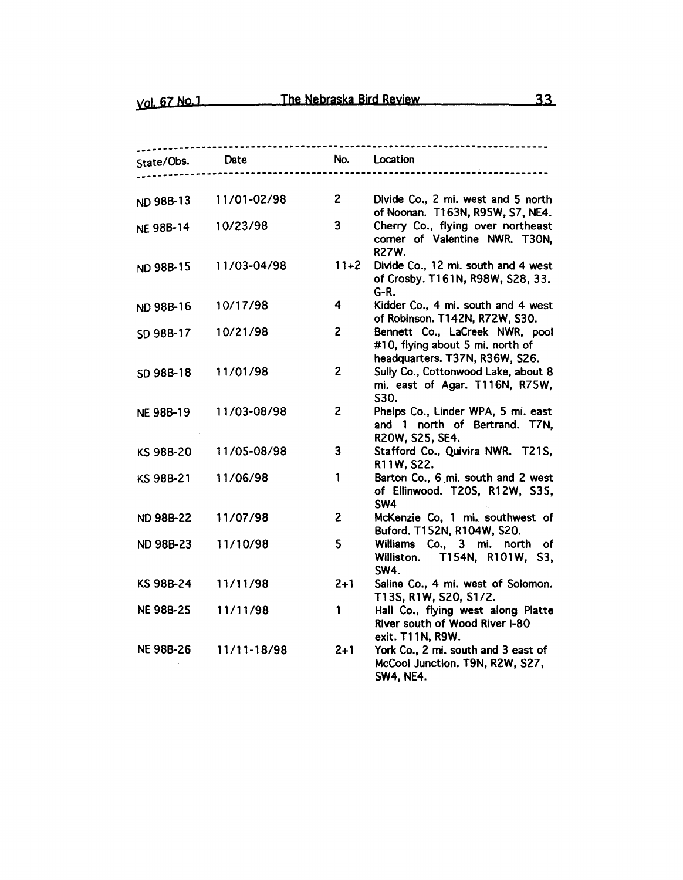| State/Obs. | Date | No. | Location |
|---|---|---|---|
| ND 98B-13 | 11/01-02/98 | 2 | Divide Co., 2 mi. west and 5 north of Noonan. T163N, R95W, S7, NE4. |
| NE 98B-14 | 10/23/98 | 3 | Cherry Co., flying over northeast corner of Valentine NWR. T30N, R27W. |
| ND 98B-15 | 11/03-04/98 | 11+2 | Divide Co., 12 mi. south and 4 west of Crosby. T161N, R98W, S28, 33. G-R. |
| ND 98B-16 | 10/17/98 | 4 | Kidder Co., 4 mi. south and 4 west of Robinson. T142N, R72W, S30. |
| SD 98B-17 | 10/21/98 | 2 | Bennett Co., LaCreek NWR, pool #10, flying about 5 mi. north of headquarters. T37N, R36W, S26. |
| SD 98B-18 | 11/01/98 | 2 | Sully Co., Cottonwood Lake, about 8 mi. east of Agar. T116N, R75W, S30. |
| NE 98B-19 | 11/03-08/98 | 2 | Phelps Co., Linder WPA, 5 mi. east and 1 north of Bertrand. T7N, R20W, S25, SE4. |
| KS 98B-20 | 11/05-08/98 | 3 | Stafford Co., Quivira NWR. T21S, R11W, S22. |
| KS 98B-21 | 11/06/98 | 1 | Barton Co., 6 mi. south and 2 west of Ellinwood. T20S, R12W, S35, SW4 |
| ND 98B-22 | 11/07/98 | 2 | McKenzie Co, 1 mi. southwest of Buford. T152N, R104W, S20. |
| ND 98B-23 | 11/10/98 | 5 | Williams Co., 3 mi. north of Williston. T154N, R101W, S3, SW4. |
| KS 98B-24 | 11/11/98 | 2+1 | Saline Co., 4 mi. west of Solomon. T13S, R1W, S20, S1/2. |
| NE 98B-25 | 11/11/98 | 1 | Hall Co., flying west along Platte River south of Wood River I-80 exit. T11N, R9W. |
| NE 98B-26 | 11/11-18/98 | 2+1 | York Co., 2 mi. south and 3 east of McCool Junction. T9N, R2W, S27, SW4, NE4. |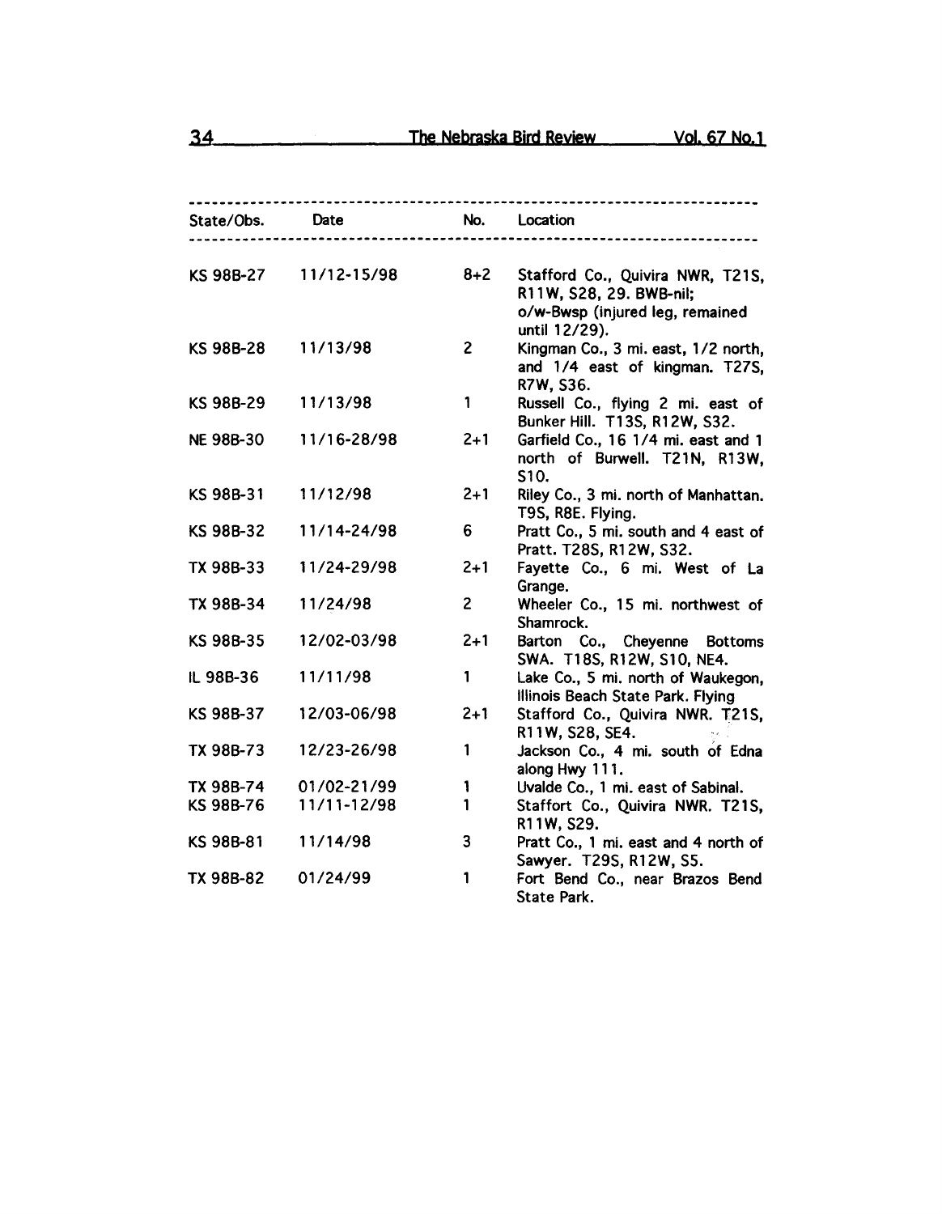| State/Obs. | Date | No. | Location |
|---|---|---|---|
| KS 98B-27 | 11/12-15/98 | 8+2 | Stafford Co., Quivira NWR, T21S, R11W, S28, 29. BWB-nil; o/w-Bwsp (injured leg, remained until 12/29). |
| KS 98B-28 | 11/13/98 | 2 | Kingman Co., 3 mi. east, 1/2 north, and 1/4 east of kingman. T27S, R7W, S36. |
| KS 98B-29 | 11/13/98 | 1 | Russell Co., flying 2 mi. east of Bunker Hill. T13S, R12W, S32. |
| NE 98B-30 | 11/16-28/98 | 2+1 | Garfield Co., 16 1/4 mi. east and 1 north of Burwell. T21N, R13W, S10. |
| KS 98B-31 | 11/12/98 | 2+1 | Riley Co., 3 mi. north of Manhattan. T9S, R8E. Flying. |
| KS 98B-32 | 11/14-24/98 | 6 | Pratt Co., 5 mi. south and 4 east of Pratt. T28S, R12W, S32. |
| TX 98B-33 | 11/24-29/98 | 2+1 | Fayette Co., 6 mi. West of La Grange. |
| TX 98B-34 | 11/24/98 | 2 | Wheeler Co., 15 mi. northwest of Shamrock. |
| KS 98B-35 | 12/02-03/98 | 2+1 | Barton Co., Cheyenne Bottoms SWA. T18S, R12W, S10, NE4. |
| IL 98B-36 | 11/11/98 | 1 | Lake Co., 5 mi. north of Waukegon, Illinois Beach State Park. Flying |
| KS 98B-37 | 12/03-06/98 | 2+1 | Stafford Co., Quivira NWR. T21S, R11W, S28, SE4. |
| TX 98B-73 | 12/23-26/98 | 1 | Jackson Co., 4 mi. south of Edna along Hwy 111. |
| TX 98B-74 | 01/02-21/99 | 1 | Uvalde Co., 1 mi. east of Sabinal. |
| KS 98B-76 | 11/11-12/98 | 1 | Staffort Co., Quivira NWR. T21S, R11W, S29. |
| KS 98B-81 | 11/14/98 | 3 | Pratt Co., 1 mi. east and 4 north of Sawyer. T29S, R12W, S5. |
| TX 98B-82 | 01/24/99 | 1 | Fort Bend Co., near Brazos Bend State Park. |